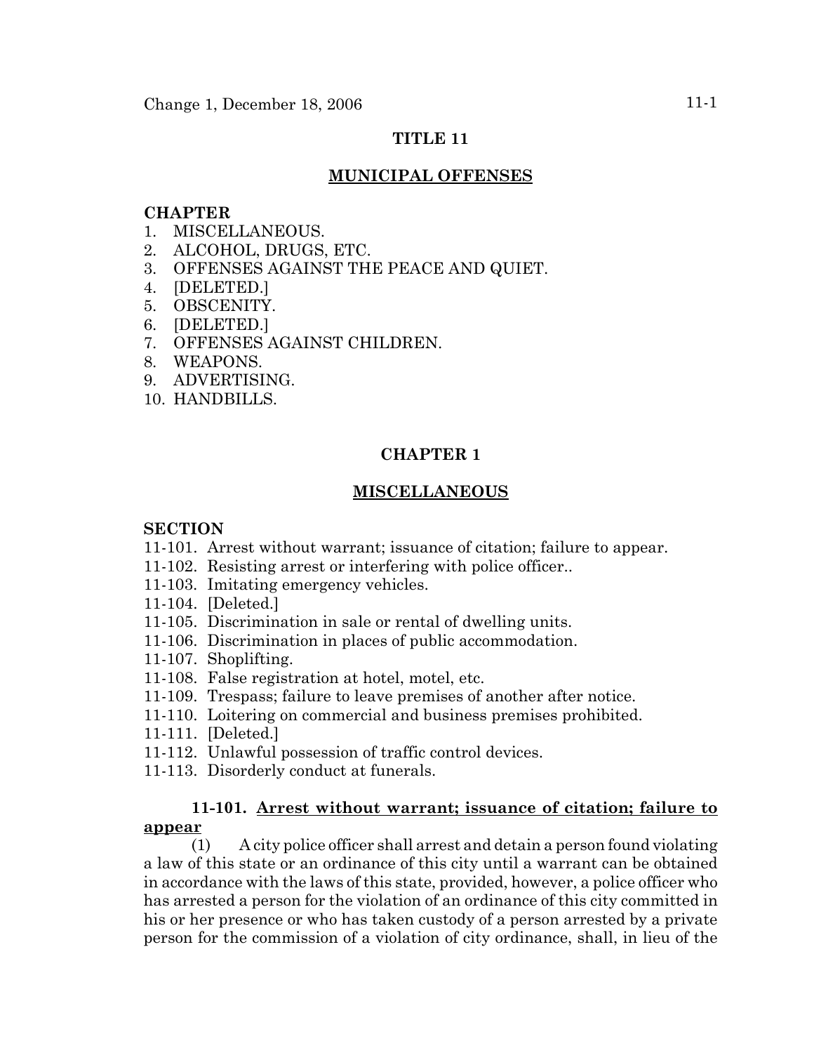# TITLE 11

## MUNICIPAL OFFENSES

**CHAPTER**
1. MISCELLANEOUS.
2. ALCOHOL, DRUGS, ETC.
3. OFFENSES AGAINST THE PEACE AND QUIET.
4. [DELETED.]
5. OBSCENITY.
6. [DELETED.]
7. OFFENSES AGAINST CHILDREN.
8. WEAPONS.
9. ADVERTISING.
10. HANDBILLS.

## CHAPTER 1

## MISCELLANEOUS

**SECTION**
11-101. Arrest without warrant; issuance of citation; failure to appear.
11-102. Resisting arrest or interfering with police officer..
11-103. Imitating emergency vehicles.
11-104. [Deleted.]
11-105. Discrimination in sale or rental of dwelling units.
11-106. Discrimination in places of public accommodation.
11-107. Shoplifting.
11-108. False registration at hotel, motel, etc.
11-109. Trespass; failure to leave premises of another after notice.
11-110. Loitering on commercial and business premises prohibited.
11-111. [Deleted.]
11-112. Unlawful possession of traffic control devices.
11-113. Disorderly conduct at funerals.

**11-101. Arrest without warrant; issuance of citation; failure to appear**

(1) A city police officer shall arrest and detain a person found violating a law of this state or an ordinance of this city until a warrant can be obtained in accordance with the laws of this state, provided, however, a police officer who has arrested a person for the violation of an ordinance of this city committed in his or her presence or who has taken custody of a person arrested by a private person for the commission of a violation of city ordinance, shall, in lieu of the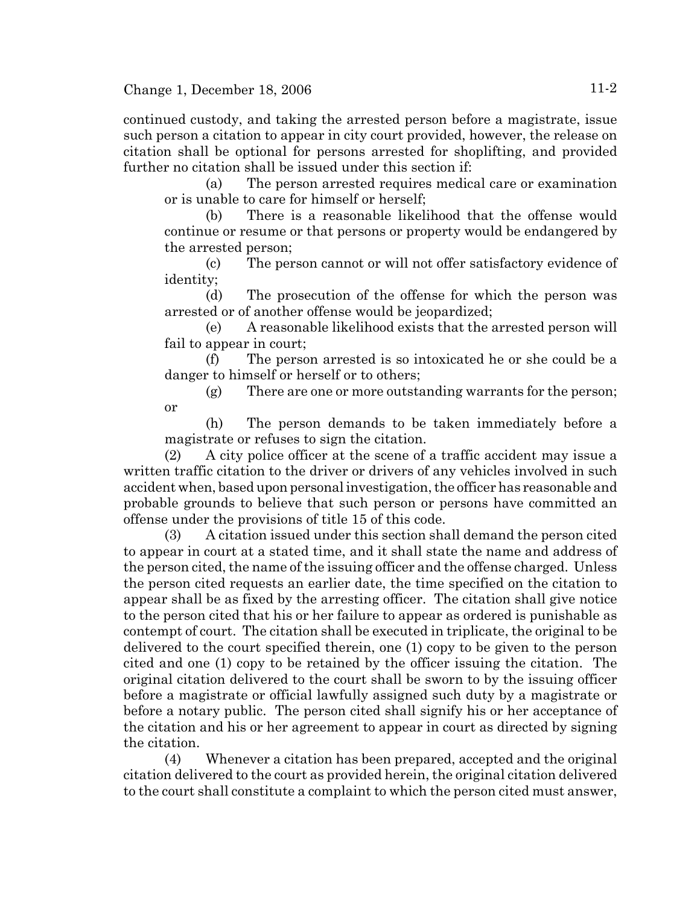continued custody, and taking the arrested person before a magistrate, issue such person a citation to appear in city court provided, however, the release on citation shall be optional for persons arrested for shoplifting, and provided further no citation shall be issued under this section if:

(a) The person arrested requires medical care or examination or is unable to care for himself or herself;

(b) There is a reasonable likelihood that the offense would continue or resume or that persons or property would be endangered by the arrested person;

(c) The person cannot or will not offer satisfactory evidence of identity;

(d) The prosecution of the offense for which the person was arrested or of another offense would be jeopardized;

(e) A reasonable likelihood exists that the arrested person will fail to appear in court;

(f) The person arrested is so intoxicated he or she could be a danger to himself or herself or to others;

(g) There are one or more outstanding warrants for the person; or

(h) The person demands to be taken immediately before a magistrate or refuses to sign the citation.

(2) A city police officer at the scene of a traffic accident may issue a written traffic citation to the driver or drivers of any vehicles involved in such accident when, based upon personal investigation, the officer has reasonable and probable grounds to believe that such person or persons have committed an offense under the provisions of title 15 of this code.

(3) A citation issued under this section shall demand the person cited to appear in court at a stated time, and it shall state the name and address of the person cited, the name of the issuing officer and the offense charged. Unless the person cited requests an earlier date, the time specified on the citation to appear shall be as fixed by the arresting officer. The citation shall give notice to the person cited that his or her failure to appear as ordered is punishable as contempt of court. The citation shall be executed in triplicate, the original to be delivered to the court specified therein, one (1) copy to be given to the person cited and one (1) copy to be retained by the officer issuing the citation. The original citation delivered to the court shall be sworn to by the issuing officer before a magistrate or official lawfully assigned such duty by a magistrate or before a notary public. The person cited shall signify his or her acceptance of the citation and his or her agreement to appear in court as directed by signing the citation.

(4) Whenever a citation has been prepared, accepted and the original citation delivered to the court as provided herein, the original citation delivered to the court shall constitute a complaint to which the person cited must answer,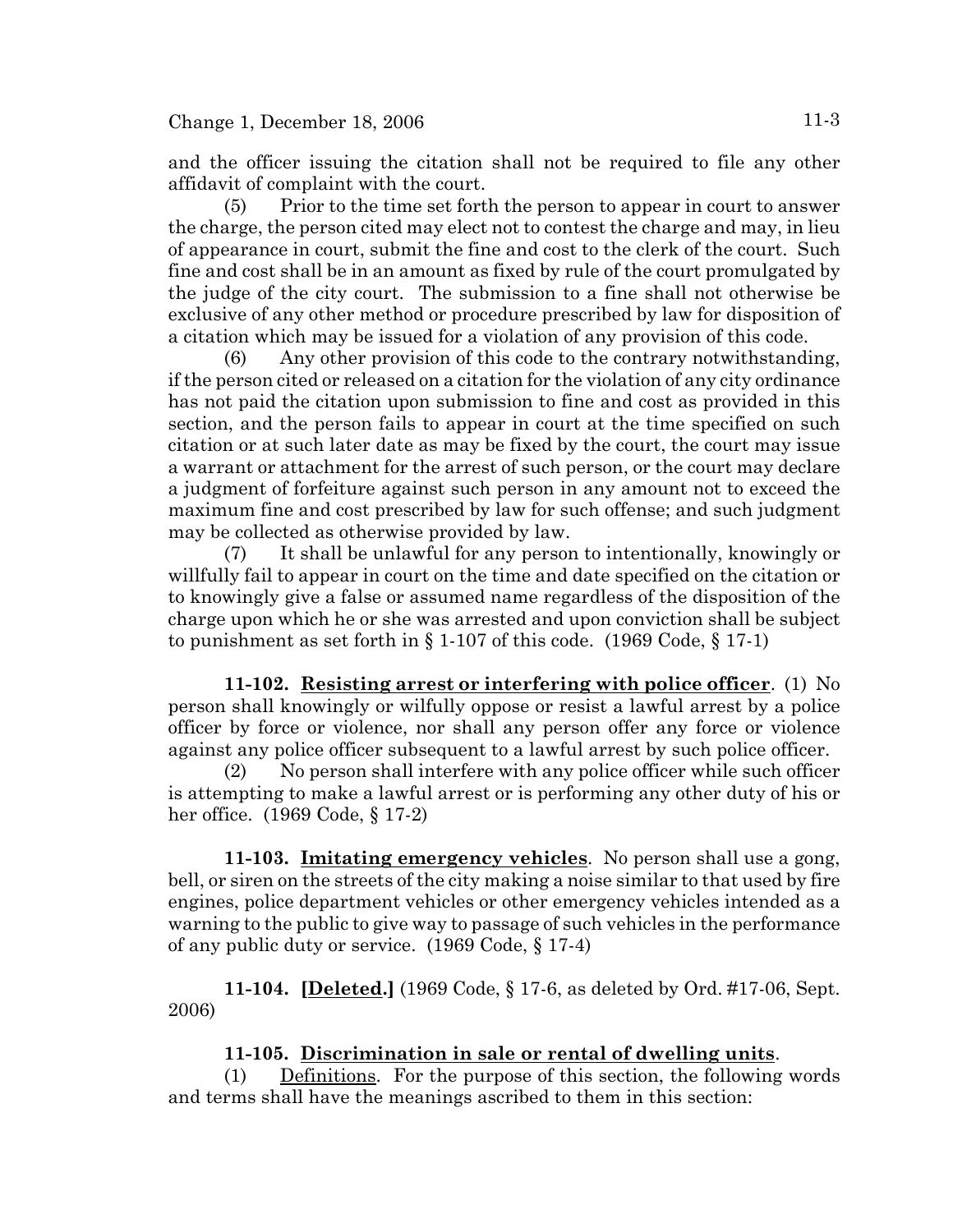and the officer issuing the citation shall not be required to file any other affidavit of complaint with the court.

(5) Prior to the time set forth the person to appear in court to answer the charge, the person cited may elect not to contest the charge and may, in lieu of appearance in court, submit the fine and cost to the clerk of the court. Such fine and cost shall be in an amount as fixed by rule of the court promulgated by the judge of the city court. The submission to a fine shall not otherwise be exclusive of any other method or procedure prescribed by law for disposition of a citation which may be issued for a violation of any provision of this code.

(6) Any other provision of this code to the contrary notwithstanding, if the person cited or released on a citation for the violation of any city ordinance has not paid the citation upon submission to fine and cost as provided in this section, and the person fails to appear in court at the time specified on such citation or at such later date as may be fixed by the court, the court may issue a warrant or attachment for the arrest of such person, or the court may declare a judgment of forfeiture against such person in any amount not to exceed the maximum fine and cost prescribed by law for such offense; and such judgment may be collected as otherwise provided by law.

(7) It shall be unlawful for any person to intentionally, knowingly or willfully fail to appear in court on the time and date specified on the citation or to knowingly give a false or assumed name regardless of the disposition of the charge upon which he or she was arrested and upon conviction shall be subject to punishment as set forth in § 1-107 of this code. (1969 Code, § 17-1)

**11-102. Resisting arrest or interfering with police officer**. (1) No person shall knowingly or wilfully oppose or resist a lawful arrest by a police officer by force or violence, nor shall any person offer any force or violence against any police officer subsequent to a lawful arrest by such police officer.

(2) No person shall interfere with any police officer while such officer is attempting to make a lawful arrest or is performing any other duty of his or her office. (1969 Code, § 17-2)

**11-103. Imitating emergency vehicles**. No person shall use a gong, bell, or siren on the streets of the city making a noise similar to that used by fire engines, police department vehicles or other emergency vehicles intended as a warning to the public to give way to passage of such vehicles in the performance of any public duty or service. (1969 Code, § 17-4)

**11-104. [Deleted.]** (1969 Code, § 17-6, as deleted by Ord. #17-06, Sept. 2006)

**11-105. Discrimination in sale or rental of dwelling units**.

(1) Definitions. For the purpose of this section, the following words and terms shall have the meanings ascribed to them in this section: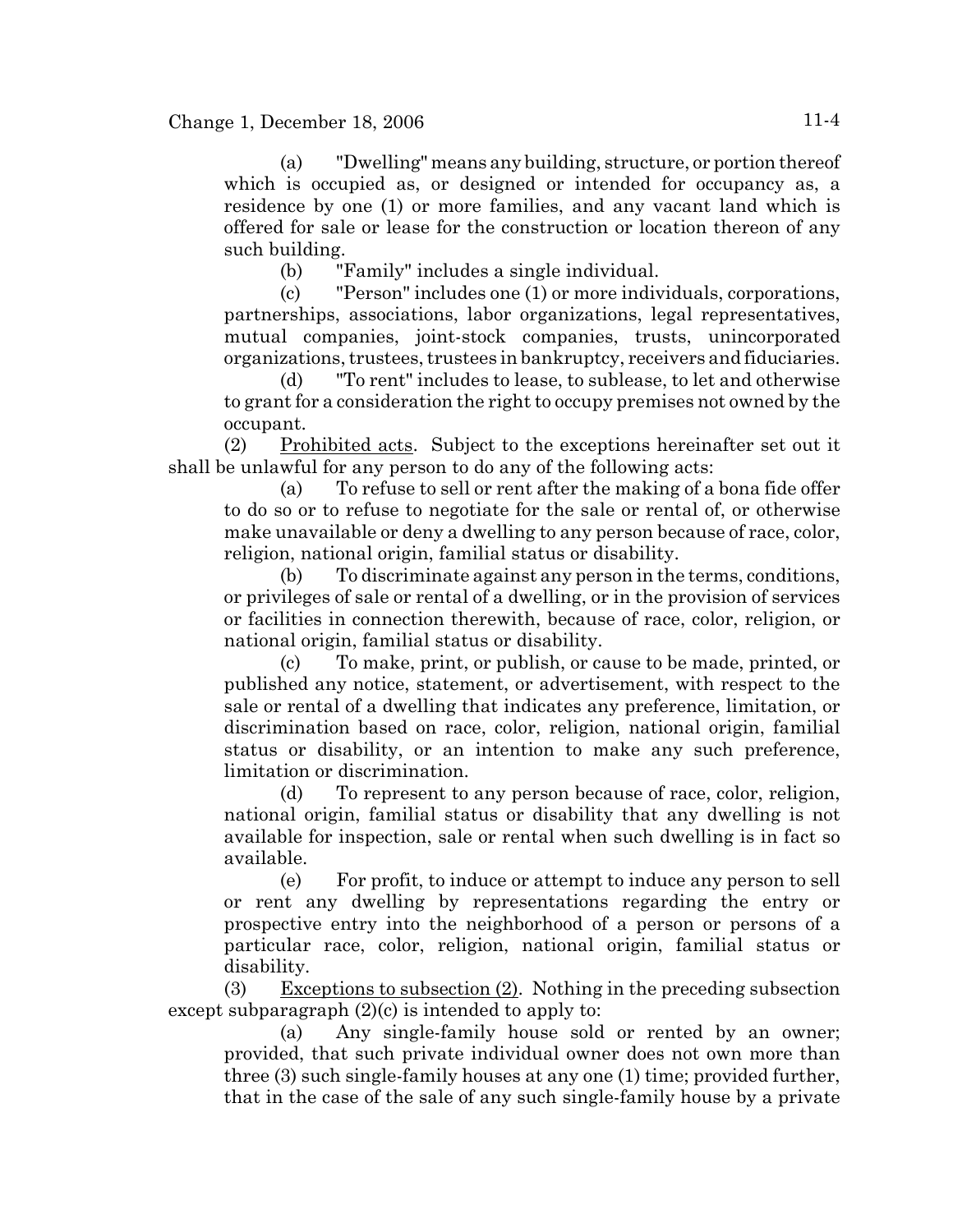(a) "Dwelling" means any building, structure, or portion thereof which is occupied as, or designed or intended for occupancy as, a residence by one (1) or more families, and any vacant land which is offered for sale or lease for the construction or location thereon of any such building.

(b) "Family" includes a single individual.

(c) "Person" includes one (1) or more individuals, corporations, partnerships, associations, labor organizations, legal representatives, mutual companies, joint-stock companies, trusts, unincorporated organizations, trustees, trustees in bankruptcy, receivers and fiduciaries.

(d) "To rent" includes to lease, to sublease, to let and otherwise to grant for a consideration the right to occupy premises not owned by the occupant.

(2) Prohibited acts. Subject to the exceptions hereinafter set out it shall be unlawful for any person to do any of the following acts:

(a) To refuse to sell or rent after the making of a bona fide offer to do so or to refuse to negotiate for the sale or rental of, or otherwise make unavailable or deny a dwelling to any person because of race, color, religion, national origin, familial status or disability.

(b) To discriminate against any person in the terms, conditions, or privileges of sale or rental of a dwelling, or in the provision of services or facilities in connection therewith, because of race, color, religion, or national origin, familial status or disability.

(c) To make, print, or publish, or cause to be made, printed, or published any notice, statement, or advertisement, with respect to the sale or rental of a dwelling that indicates any preference, limitation, or discrimination based on race, color, religion, national origin, familial status or disability, or an intention to make any such preference, limitation or discrimination.

(d) To represent to any person because of race, color, religion, national origin, familial status or disability that any dwelling is not available for inspection, sale or rental when such dwelling is in fact so available.

(e) For profit, to induce or attempt to induce any person to sell or rent any dwelling by representations regarding the entry or prospective entry into the neighborhood of a person or persons of a particular race, color, religion, national origin, familial status or disability.

(3) Exceptions to subsection (2). Nothing in the preceding subsection except subparagraph (2)(c) is intended to apply to:

(a) Any single-family house sold or rented by an owner; provided, that such private individual owner does not own more than three (3) such single-family houses at any one (1) time; provided further, that in the case of the sale of any such single-family house by a private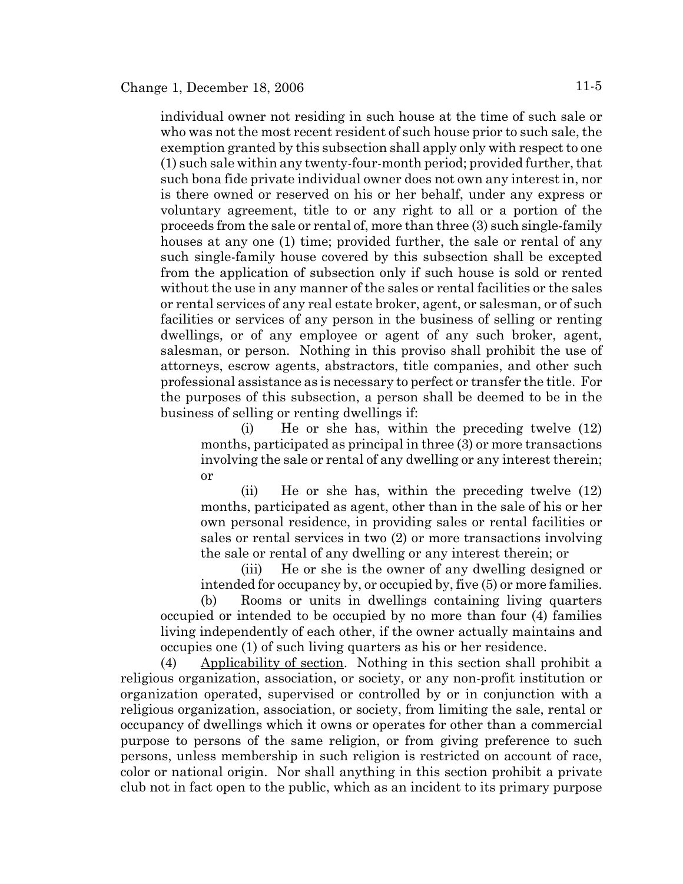individual owner not residing in such house at the time of such sale or who was not the most recent resident of such house prior to such sale, the exemption granted by this subsection shall apply only with respect to one (1) such sale within any twenty-four-month period; provided further, that such bona fide private individual owner does not own any interest in, nor is there owned or reserved on his or her behalf, under any express or voluntary agreement, title to or any right to all or a portion of the proceeds from the sale or rental of, more than three (3) such single-family houses at any one (1) time; provided further, the sale or rental of any such single-family house covered by this subsection shall be excepted from the application of subsection only if such house is sold or rented without the use in any manner of the sales or rental facilities or the sales or rental services of any real estate broker, agent, or salesman, or of such facilities or services of any person in the business of selling or renting dwellings, or of any employee or agent of any such broker, agent, salesman, or person. Nothing in this proviso shall prohibit the use of attorneys, escrow agents, abstractors, title companies, and other such professional assistance as is necessary to perfect or transfer the title. For the purposes of this subsection, a person shall be deemed to be in the business of selling or renting dwellings if:

(i) He or she has, within the preceding twelve (12) months, participated as principal in three (3) or more transactions involving the sale or rental of any dwelling or any interest therein; or

(ii) He or she has, within the preceding twelve (12) months, participated as agent, other than in the sale of his or her own personal residence, in providing sales or rental facilities or sales or rental services in two (2) or more transactions involving the sale or rental of any dwelling or any interest therein; or

(iii) He or she is the owner of any dwelling designed or intended for occupancy by, or occupied by, five (5) or more families.

(b) Rooms or units in dwellings containing living quarters occupied or intended to be occupied by no more than four (4) families living independently of each other, if the owner actually maintains and occupies one (1) of such living quarters as his or her residence.

(4) Applicability of section. Nothing in this section shall prohibit a religious organization, association, or society, or any non-profit institution or organization operated, supervised or controlled by or in conjunction with a religious organization, association, or society, from limiting the sale, rental or occupancy of dwellings which it owns or operates for other than a commercial purpose to persons of the same religion, or from giving preference to such persons, unless membership in such religion is restricted on account of race, color or national origin. Nor shall anything in this section prohibit a private club not in fact open to the public, which as an incident to its primary purpose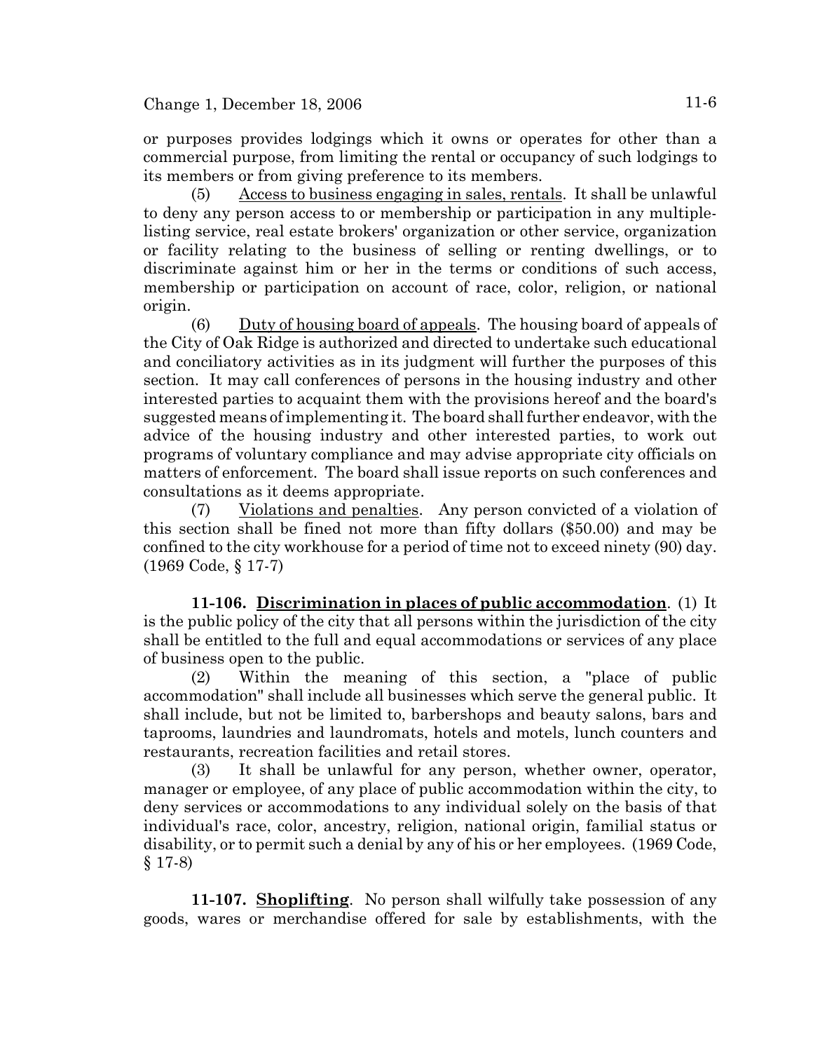or purposes provides lodgings which it owns or operates for other than a commercial purpose, from limiting the rental or occupancy of such lodgings to its members or from giving preference to its members.

(5) Access to business engaging in sales, rentals. It shall be unlawful to deny any person access to or membership or participation in any multiple-listing service, real estate brokers' organization or other service, organization or facility relating to the business of selling or renting dwellings, or to discriminate against him or her in the terms or conditions of such access, membership or participation on account of race, color, religion, or national origin.

(6) Duty of housing board of appeals. The housing board of appeals of the City of Oak Ridge is authorized and directed to undertake such educational and conciliatory activities as in its judgment will further the purposes of this section. It may call conferences of persons in the housing industry and other interested parties to acquaint them with the provisions hereof and the board's suggested means of implementing it. The board shall further endeavor, with the advice of the housing industry and other interested parties, to work out programs of voluntary compliance and may advise appropriate city officials on matters of enforcement. The board shall issue reports on such conferences and consultations as it deems appropriate.

(7) Violations and penalties. Any person convicted of a violation of this section shall be fined not more than fifty dollars ($50.00) and may be confined to the city workhouse for a period of time not to exceed ninety (90) day. (1969 Code, § 17-7)

**11-106. Discrimination in places of public accommodation**. (1) It is the public policy of the city that all persons within the jurisdiction of the city shall be entitled to the full and equal accommodations or services of any place of business open to the public.

(2) Within the meaning of this section, a "place of public accommodation" shall include all businesses which serve the general public. It shall include, but not be limited to, barbershops and beauty salons, bars and taprooms, laundries and laundromats, hotels and motels, lunch counters and restaurants, recreation facilities and retail stores.

(3) It shall be unlawful for any person, whether owner, operator, manager or employee, of any place of public accommodation within the city, to deny services or accommodations to any individual solely on the basis of that individual's race, color, ancestry, religion, national origin, familial status or disability, or to permit such a denial by any of his or her employees. (1969 Code, § 17-8)

**11-107. Shoplifting**. No person shall wilfully take possession of any goods, wares or merchandise offered for sale by establishments, with the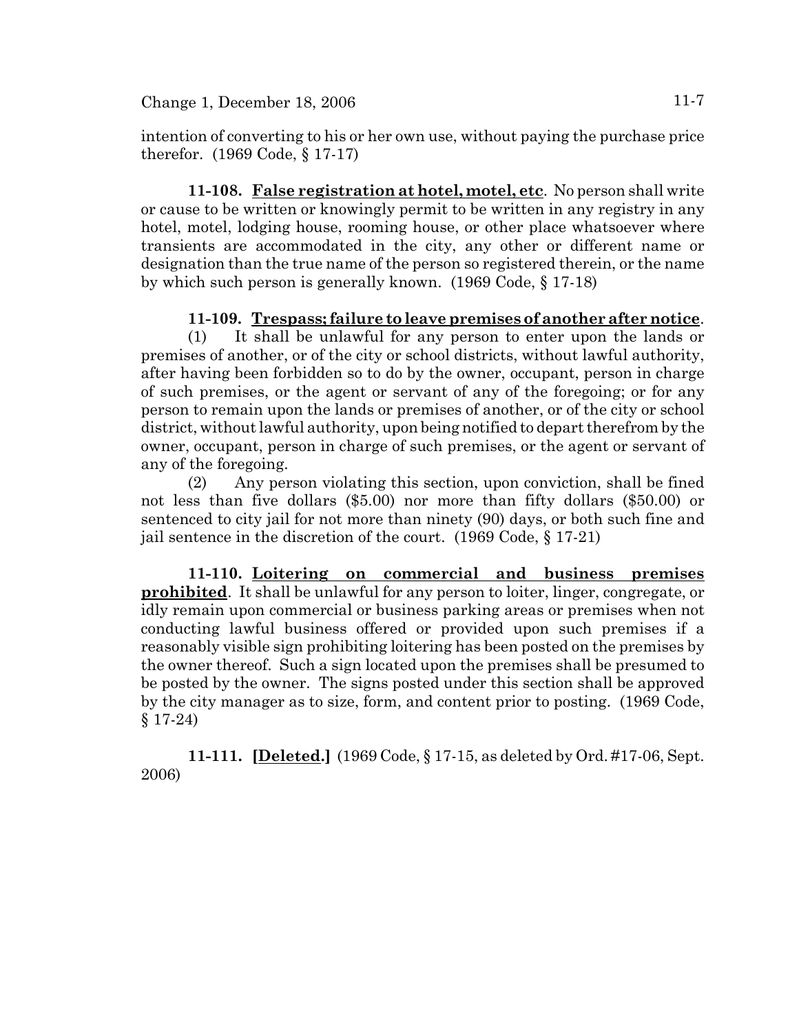intention of converting to his or her own use, without paying the purchase price therefor. (1969 Code, § 17-17)

**11-108. False registration at hotel, motel, etc**. No person shall write or cause to be written or knowingly permit to be written in any registry in any hotel, motel, lodging house, rooming house, or other place whatsoever where transients are accommodated in the city, any other or different name or designation than the true name of the person so registered therein, or the name by which such person is generally known. (1969 Code, § 17-18)

**11-109. Trespass; failure to leave premises of another after notice**.

(1) It shall be unlawful for any person to enter upon the lands or premises of another, or of the city or school districts, without lawful authority, after having been forbidden so to do by the owner, occupant, person in charge of such premises, or the agent or servant of any of the foregoing; or for any person to remain upon the lands or premises of another, or of the city or school district, without lawful authority, upon being notified to depart therefrom by the owner, occupant, person in charge of such premises, or the agent or servant of any of the foregoing.

(2) Any person violating this section, upon conviction, shall be fined not less than five dollars ($5.00) nor more than fifty dollars ($50.00) or sentenced to city jail for not more than ninety (90) days, or both such fine and jail sentence in the discretion of the court. (1969 Code, § 17-21)

**11-110. Loitering on commercial and business premises prohibited**. It shall be unlawful for any person to loiter, linger, congregate, or idly remain upon commercial or business parking areas or premises when not conducting lawful business offered or provided upon such premises if a reasonably visible sign prohibiting loitering has been posted on the premises by the owner thereof. Such a sign located upon the premises shall be presumed to be posted by the owner. The signs posted under this section shall be approved by the city manager as to size, form, and content prior to posting. (1969 Code, § 17-24)

**11-111. [Deleted.]** (1969 Code, § 17-15, as deleted by Ord. #17-06, Sept. 2006)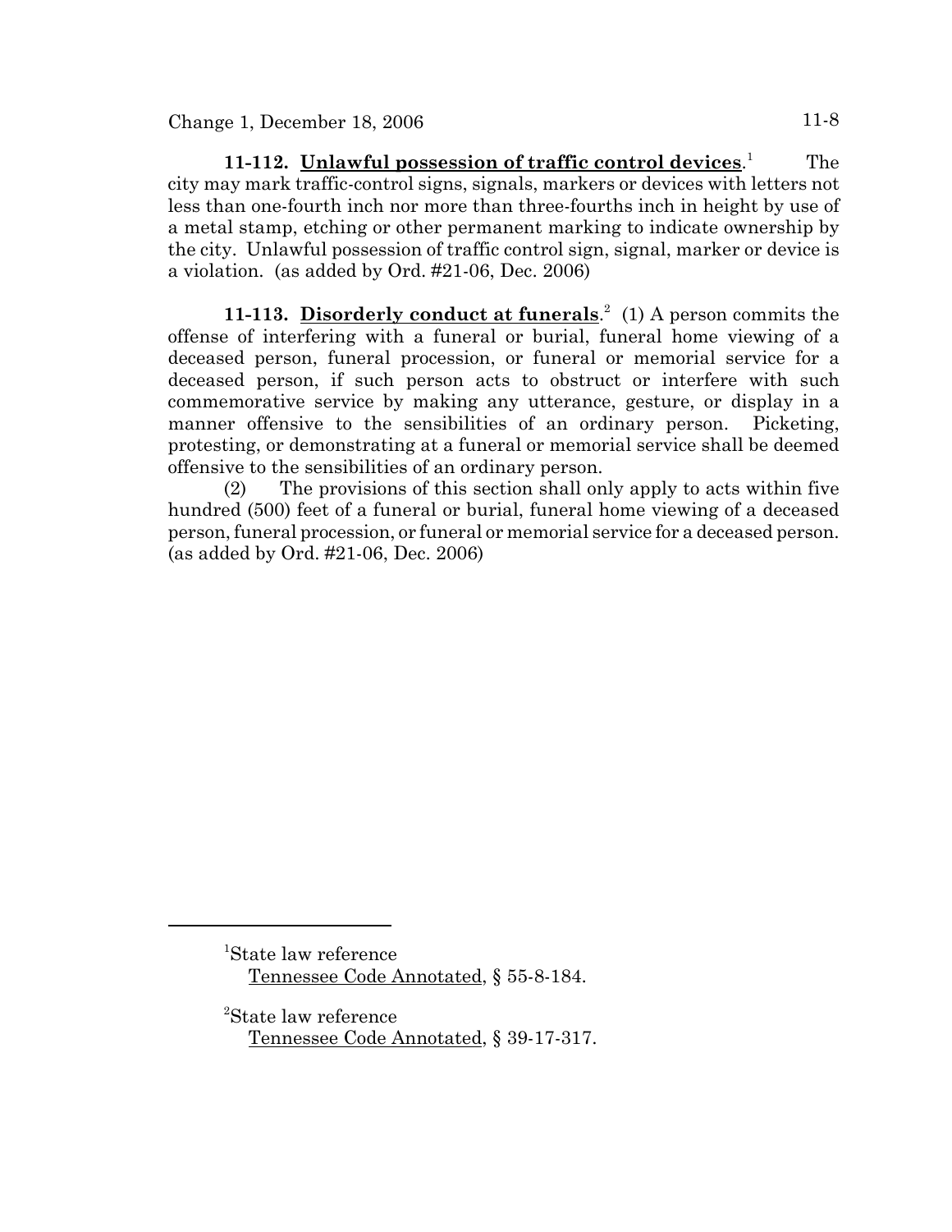**11-112. Unlawful possession of traffic control devices**.[1] The city may mark traffic-control signs, signals, markers or devices with letters not less than one-fourth inch nor more than three-fourths inch in height by use of a metal stamp, etching or other permanent marking to indicate ownership by the city. Unlawful possession of traffic control sign, signal, marker or device is a violation. (as added by Ord. #21-06, Dec. 2006)

**11-113. Disorderly conduct at funerals**.[2] (1) A person commits the offense of interfering with a funeral or burial, funeral home viewing of a deceased person, funeral procession, or funeral or memorial service for a deceased person, if such person acts to obstruct or interfere with such commemorative service by making any utterance, gesture, or display in a manner offensive to the sensibilities of an ordinary person. Picketing, protesting, or demonstrating at a funeral or memorial service shall be deemed offensive to the sensibilities of an ordinary person.

(2) The provisions of this section shall only apply to acts within five hundred (500) feet of a funeral or burial, funeral home viewing of a deceased person, funeral procession, or funeral or memorial service for a deceased person. (as added by Ord. #21-06, Dec. 2006)

---

[1]State law reference
Tennessee Code Annotated, § 55-8-184.

[2]State law reference
Tennessee Code Annotated, § 39-17-317.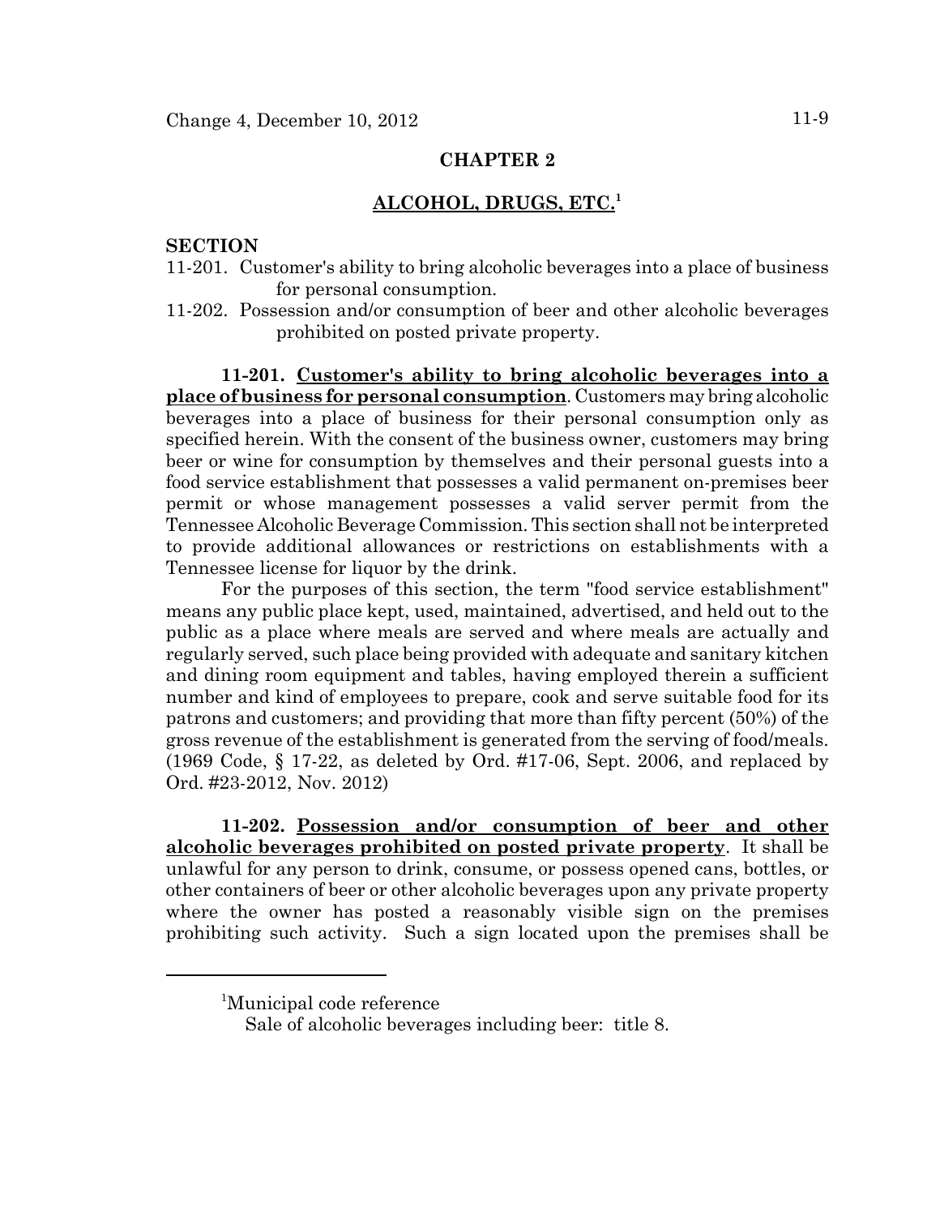## CHAPTER 2

## ALCOHOL, DRUGS, ETC.[1]

**SECTION**

11-201. Customer's ability to bring alcoholic beverages into a place of business for personal consumption.

11-202. Possession and/or consumption of beer and other alcoholic beverages prohibited on posted private property.

**11-201. Customer's ability to bring alcoholic beverages into a place of business for personal consumption**. Customers may bring alcoholic beverages into a place of business for their personal consumption only as specified herein. With the consent of the business owner, customers may bring beer or wine for consumption by themselves and their personal guests into a food service establishment that possesses a valid permanent on-premises beer permit or whose management possesses a valid server permit from the Tennessee Alcoholic Beverage Commission. This section shall not be interpreted to provide additional allowances or restrictions on establishments with a Tennessee license for liquor by the drink.

For the purposes of this section, the term "food service establishment" means any public place kept, used, maintained, advertised, and held out to the public as a place where meals are served and where meals are actually and regularly served, such place being provided with adequate and sanitary kitchen and dining room equipment and tables, having employed therein a sufficient number and kind of employees to prepare, cook and serve suitable food for its patrons and customers; and providing that more than fifty percent (50%) of the gross revenue of the establishment is generated from the serving of food/meals. (1969 Code, § 17-22, as deleted by Ord. #17-06, Sept. 2006, and replaced by Ord. #23-2012, Nov. 2012)

**11-202. Possession and/or consumption of beer and other alcoholic beverages prohibited on posted private property**. It shall be unlawful for any person to drink, consume, or possess opened cans, bottles, or other containers of beer or other alcoholic beverages upon any private property where the owner has posted a reasonably visible sign on the premises prohibiting such activity. Such a sign located upon the premises shall be

---

[1]Municipal code reference

Sale of alcoholic beverages including beer: title 8.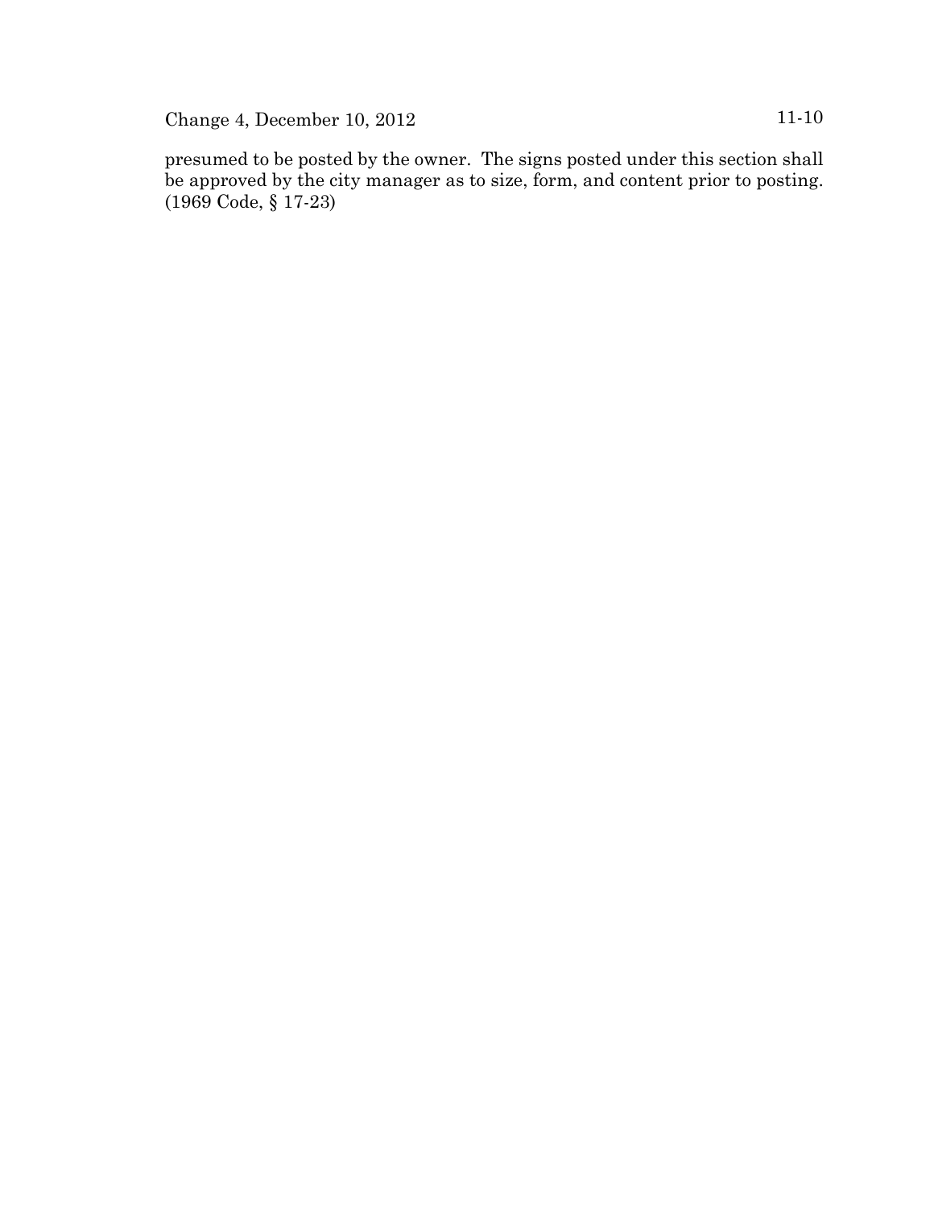presumed to be posted by the owner. The signs posted under this section shall be approved by the city manager as to size, form, and content prior to posting. (1969 Code, § 17-23)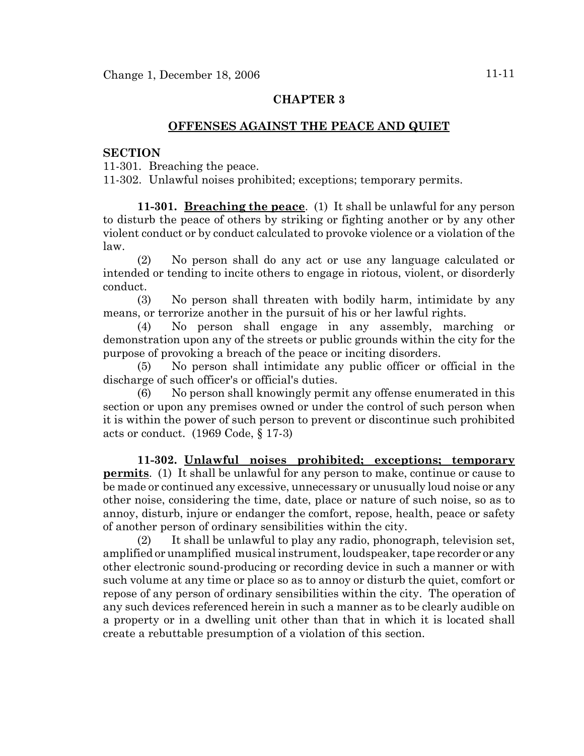# CHAPTER 3

## OFFENSES AGAINST THE PEACE AND QUIET

**SECTION**

11-301. Breaching the peace.
11-302. Unlawful noises prohibited; exceptions; temporary permits.

**11-301. Breaching the peace**. (1) It shall be unlawful for any person to disturb the peace of others by striking or fighting another or by any other violent conduct or by conduct calculated to provoke violence or a violation of the law.

(2) No person shall do any act or use any language calculated or intended or tending to incite others to engage in riotous, violent, or disorderly conduct.

(3) No person shall threaten with bodily harm, intimidate by any means, or terrorize another in the pursuit of his or her lawful rights.

(4) No person shall engage in any assembly, marching or demonstration upon any of the streets or public grounds within the city for the purpose of provoking a breach of the peace or inciting disorders.

(5) No person shall intimidate any public officer or official in the discharge of such officer's or official's duties.

(6) No person shall knowingly permit any offense enumerated in this section or upon any premises owned or under the control of such person when it is within the power of such person to prevent or discontinue such prohibited acts or conduct. (1969 Code, § 17-3)

**11-302. Unlawful noises prohibited; exceptions; temporary permits**. (1) It shall be unlawful for any person to make, continue or cause to be made or continued any excessive, unnecessary or unusually loud noise or any other noise, considering the time, date, place or nature of such noise, so as to annoy, disturb, injure or endanger the comfort, repose, health, peace or safety of another person of ordinary sensibilities within the city.

(2) It shall be unlawful to play any radio, phonograph, television set, amplified or unamplified musical instrument, loudspeaker, tape recorder or any other electronic sound-producing or recording device in such a manner or with such volume at any time or place so as to annoy or disturb the quiet, comfort or repose of any person of ordinary sensibilities within the city. The operation of any such devices referenced herein in such a manner as to be clearly audible on a property or in a dwelling unit other than that in which it is located shall create a rebuttable presumption of a violation of this section.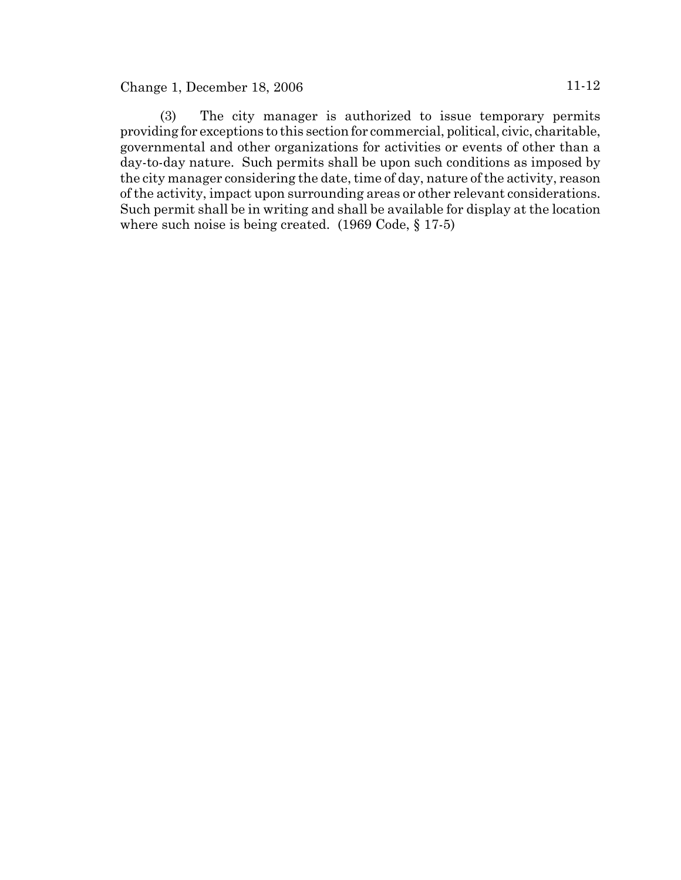(3) The city manager is authorized to issue temporary permits providing for exceptions to this section for commercial, political, civic, charitable, governmental and other organizations for activities or events of other than a day-to-day nature. Such permits shall be upon such conditions as imposed by the city manager considering the date, time of day, nature of the activity, reason of the activity, impact upon surrounding areas or other relevant considerations. Such permit shall be in writing and shall be available for display at the location where such noise is being created. (1969 Code, § 17-5)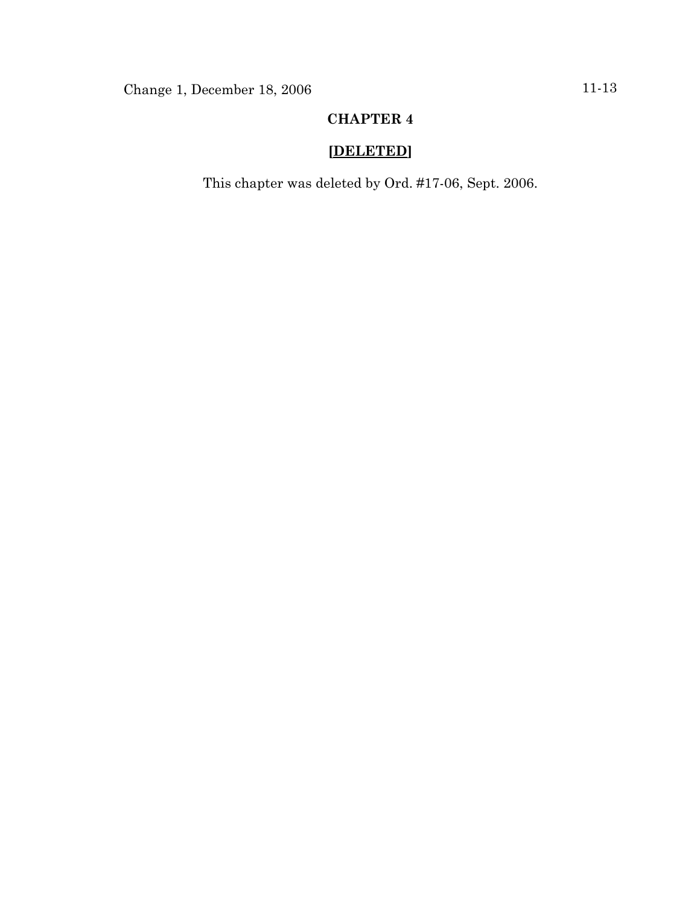# CHAPTER 4

## **[DELETED]**

This chapter was deleted by Ord. #17-06, Sept. 2006.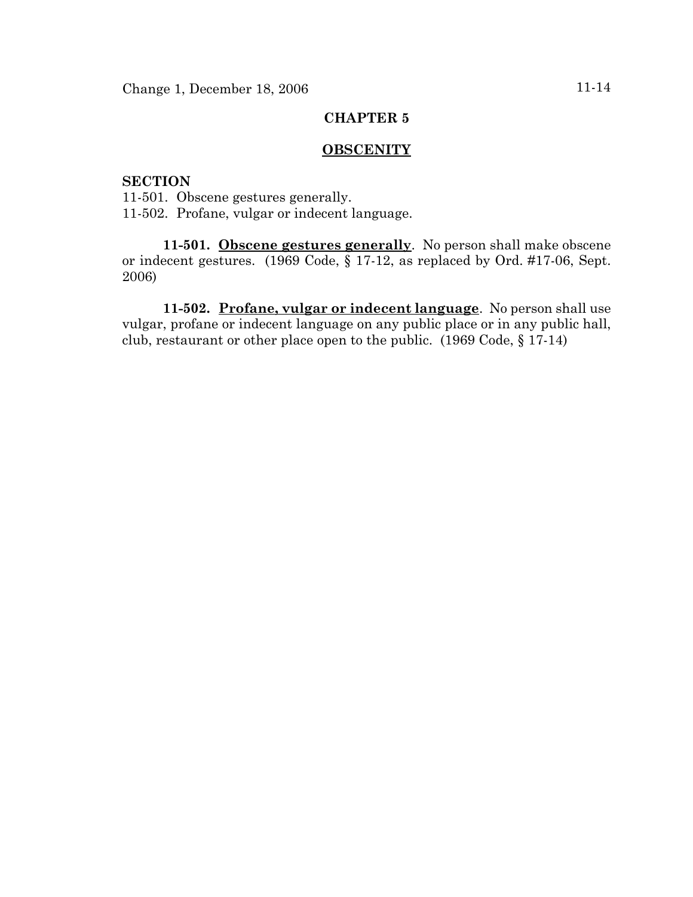# CHAPTER 5

## <u>OBSCENITY</u>

**SECTION**

11-501. Obscene gestures generally.
11-502. Profane, vulgar or indecent language.

**11-501. <u>Obscene gestures generally</u>**. No person shall make obscene or indecent gestures. (1969 Code, § 17-12, as replaced by Ord. #17-06, Sept. 2006)

**11-502. <u>Profane, vulgar or indecent language</u>**. No person shall use vulgar, profane or indecent language on any public place or in any public hall, club, restaurant or other place open to the public. (1969 Code, § 17-14)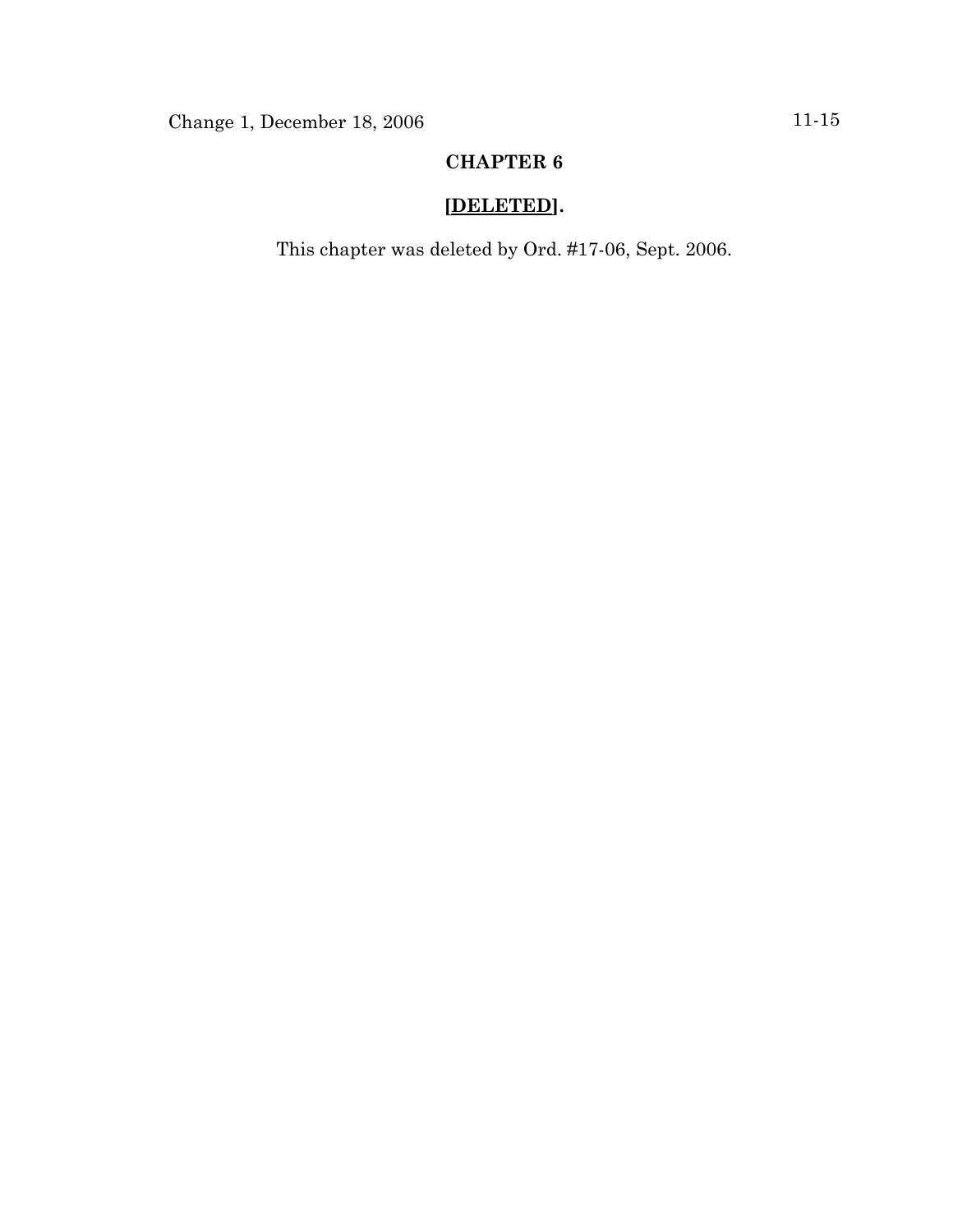# CHAPTER 6

## [DELETED].

This chapter was deleted by Ord. #17-06, Sept. 2006.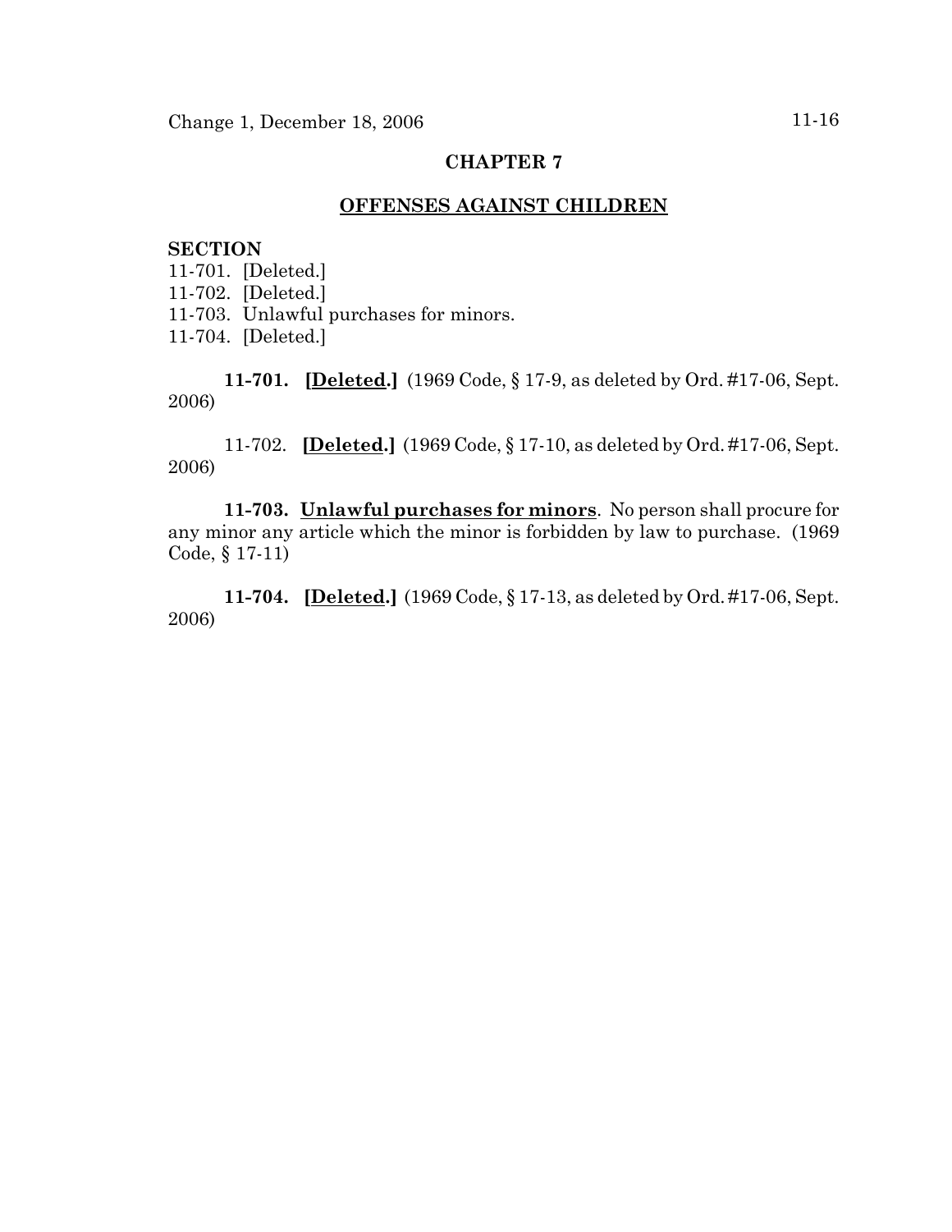# CHAPTER 7

## OFFENSES AGAINST CHILDREN

**SECTION**

11-701. [Deleted.]
11-702. [Deleted.]
11-703. Unlawful purchases for minors.
11-704. [Deleted.]

**11-701. [Deleted.]** (1969 Code, § 17-9, as deleted by Ord. #17-06, Sept. 2006)

11-702. **[Deleted.]** (1969 Code, § 17-10, as deleted by Ord. #17-06, Sept. 2006)

**11-703. Unlawful purchases for minors**. No person shall procure for any minor any article which the minor is forbidden by law to purchase. (1969 Code, § 17-11)

**11-704. [Deleted.]** (1969 Code, § 17-13, as deleted by Ord. #17-06, Sept. 2006)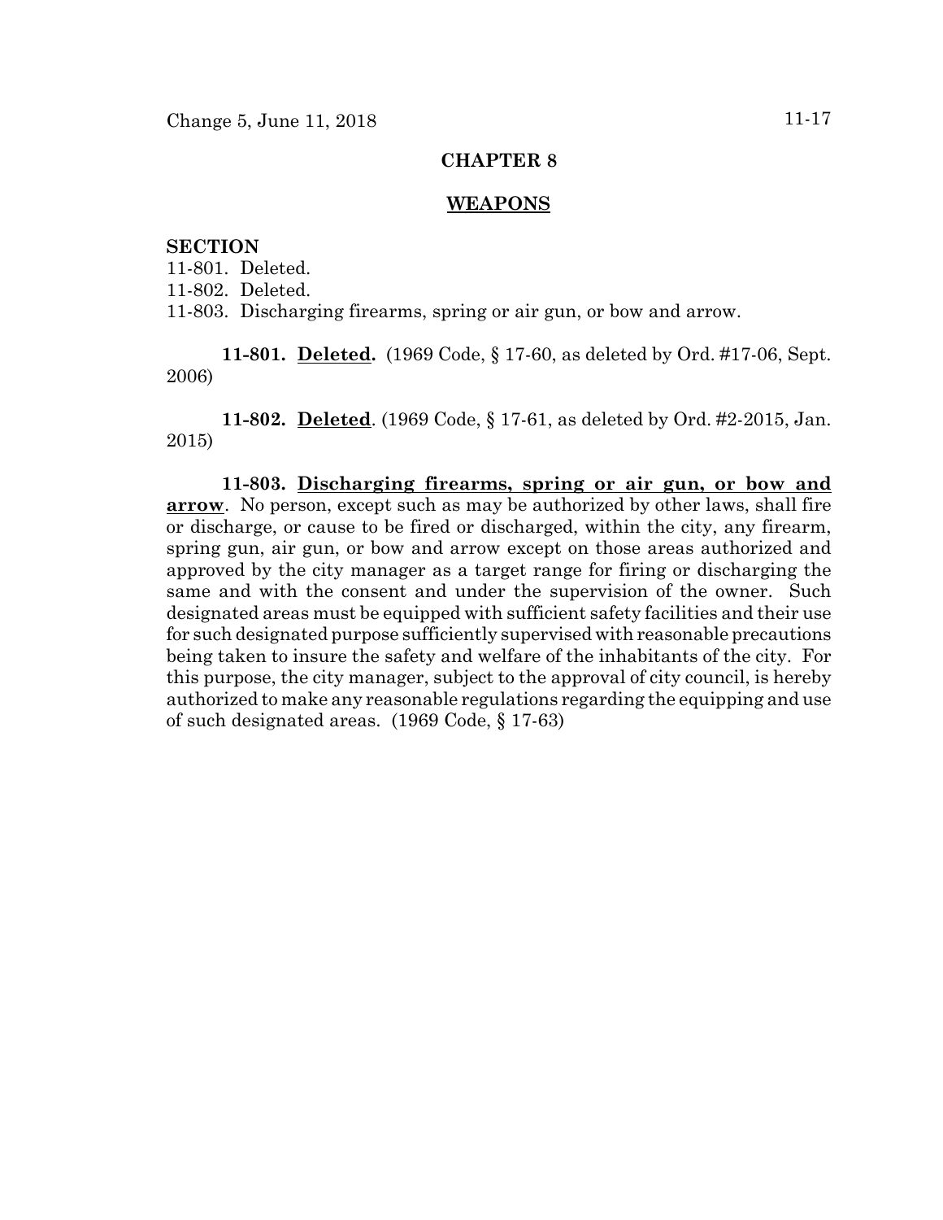## CHAPTER 8

## WEAPONS

**SECTION**

11-801. Deleted.
11-802. Deleted.
11-803. Discharging firearms, spring or air gun, or bow and arrow.

**11-801. Deleted.** (1969 Code, § 17-60, as deleted by Ord. #17-06, Sept. 2006)

**11-802. Deleted**. (1969 Code, § 17-61, as deleted by Ord. #2-2015, Jan. 2015)

**11-803. Discharging firearms, spring or air gun, or bow and arrow**. No person, except such as may be authorized by other laws, shall fire or discharge, or cause to be fired or discharged, within the city, any firearm, spring gun, air gun, or bow and arrow except on those areas authorized and approved by the city manager as a target range for firing or discharging the same and with the consent and under the supervision of the owner. Such designated areas must be equipped with sufficient safety facilities and their use for such designated purpose sufficiently supervised with reasonable precautions being taken to insure the safety and welfare of the inhabitants of the city. For this purpose, the city manager, subject to the approval of city council, is hereby authorized to make any reasonable regulations regarding the equipping and use of such designated areas. (1969 Code, § 17-63)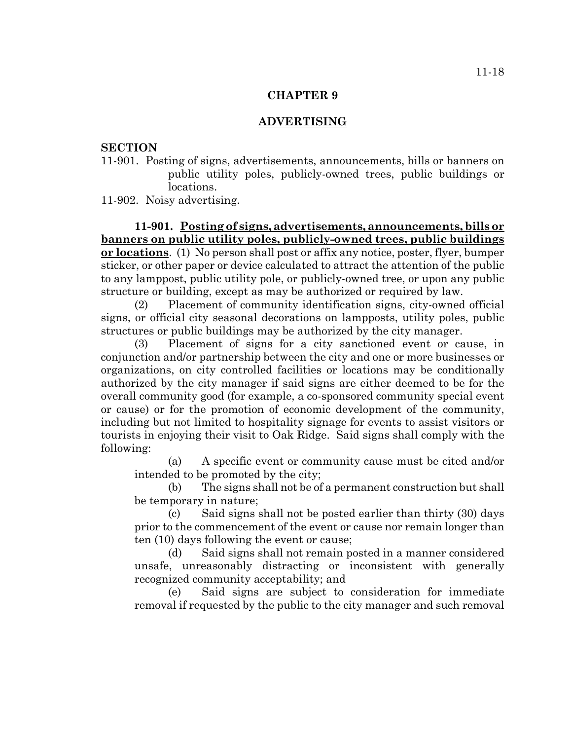# CHAPTER 9

## ADVERTISING

**SECTION**

11-901. Posting of signs, advertisements, announcements, bills or banners on public utility poles, publicly-owned trees, public buildings or locations.

11-902. Noisy advertising.

**11-901. Posting of signs, advertisements, announcements, bills or banners on public utility poles, publicly-owned trees, public buildings or locations**. (1) No person shall post or affix any notice, poster, flyer, bumper sticker, or other paper or device calculated to attract the attention of the public to any lamppost, public utility pole, or publicly-owned tree, or upon any public structure or building, except as may be authorized or required by law.

(2) Placement of community identification signs, city-owned official signs, or official city seasonal decorations on lampposts, utility poles, public structures or public buildings may be authorized by the city manager.

(3) Placement of signs for a city sanctioned event or cause, in conjunction and/or partnership between the city and one or more businesses or organizations, on city controlled facilities or locations may be conditionally authorized by the city manager if said signs are either deemed to be for the overall community good (for example, a co-sponsored community special event or cause) or for the promotion of economic development of the community, including but not limited to hospitality signage for events to assist visitors or tourists in enjoying their visit to Oak Ridge. Said signs shall comply with the following:

(a) A specific event or community cause must be cited and/or intended to be promoted by the city;

(b) The signs shall not be of a permanent construction but shall be temporary in nature;

(c) Said signs shall not be posted earlier than thirty (30) days prior to the commencement of the event or cause nor remain longer than ten (10) days following the event or cause;

(d) Said signs shall not remain posted in a manner considered unsafe, unreasonably distracting or inconsistent with generally recognized community acceptability; and

(e) Said signs are subject to consideration for immediate removal if requested by the public to the city manager and such removal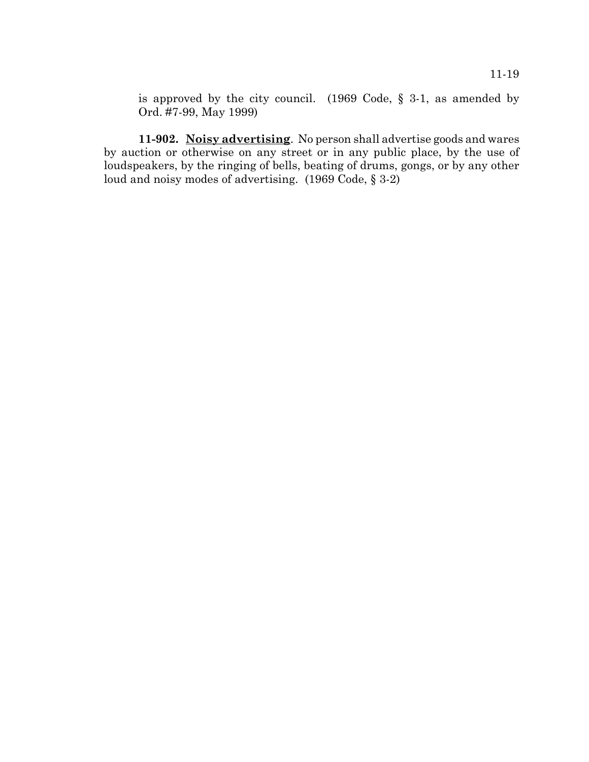is approved by the city council. (1969 Code, § 3-1, as amended by Ord. #7-99, May 1999)

**11-902. Noisy advertising**. No person shall advertise goods and wares by auction or otherwise on any street or in any public place, by the use of loudspeakers, by the ringing of bells, beating of drums, gongs, or by any other loud and noisy modes of advertising. (1969 Code, § 3-2)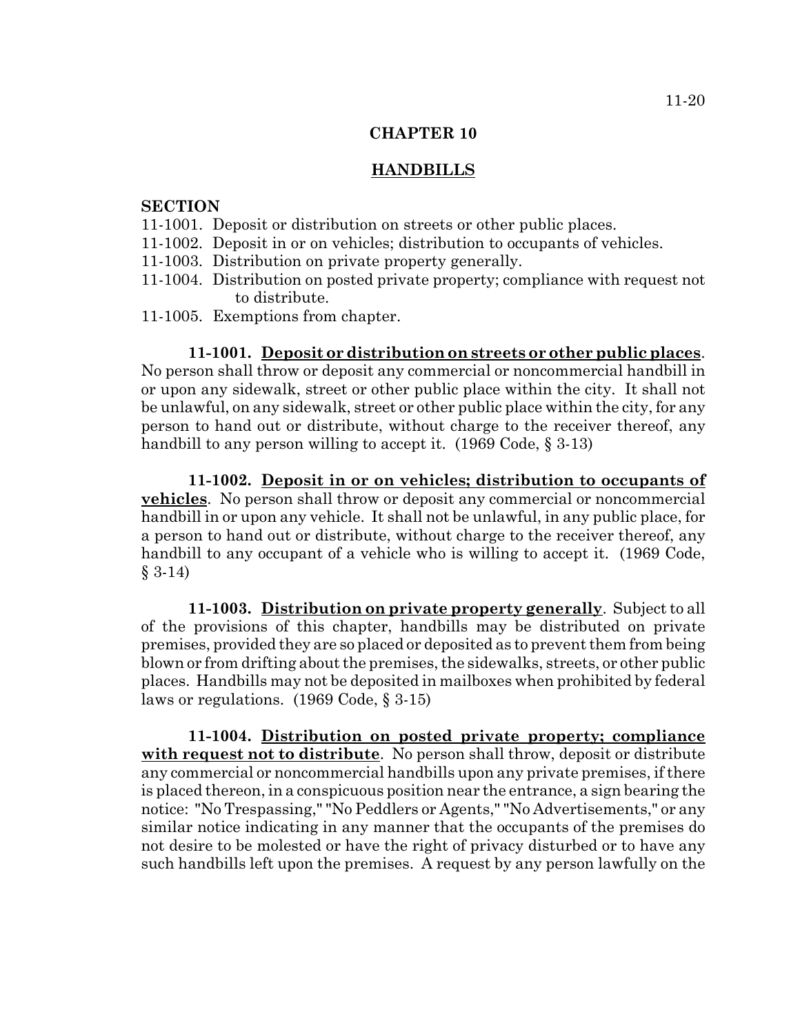## CHAPTER 10

## HANDBILLS

**SECTION**

11-1001. Deposit or distribution on streets or other public places.
11-1002. Deposit in or on vehicles; distribution to occupants of vehicles.
11-1003. Distribution on private property generally.
11-1004. Distribution on posted private property; compliance with request not to distribute.
11-1005. Exemptions from chapter.

**11-1001. Deposit or distribution on streets or other public places**. No person shall throw or deposit any commercial or noncommercial handbill in or upon any sidewalk, street or other public place within the city. It shall not be unlawful, on any sidewalk, street or other public place within the city, for any person to hand out or distribute, without charge to the receiver thereof, any handbill to any person willing to accept it. (1969 Code, § 3-13)

**11-1002. Deposit in or on vehicles; distribution to occupants of vehicles**. No person shall throw or deposit any commercial or noncommercial handbill in or upon any vehicle. It shall not be unlawful, in any public place, for a person to hand out or distribute, without charge to the receiver thereof, any handbill to any occupant of a vehicle who is willing to accept it. (1969 Code, § 3-14)

**11-1003. Distribution on private property generally**. Subject to all of the provisions of this chapter, handbills may be distributed on private premises, provided they are so placed or deposited as to prevent them from being blown or from drifting about the premises, the sidewalks, streets, or other public places. Handbills may not be deposited in mailboxes when prohibited by federal laws or regulations. (1969 Code, § 3-15)

**11-1004. Distribution on posted private property; compliance with request not to distribute**. No person shall throw, deposit or distribute any commercial or noncommercial handbills upon any private premises, if there is placed thereon, in a conspicuous position near the entrance, a sign bearing the notice: "No Trespassing," "No Peddlers or Agents," "No Advertisements," or any similar notice indicating in any manner that the occupants of the premises do not desire to be molested or have the right of privacy disturbed or to have any such handbills left upon the premises. A request by any person lawfully on the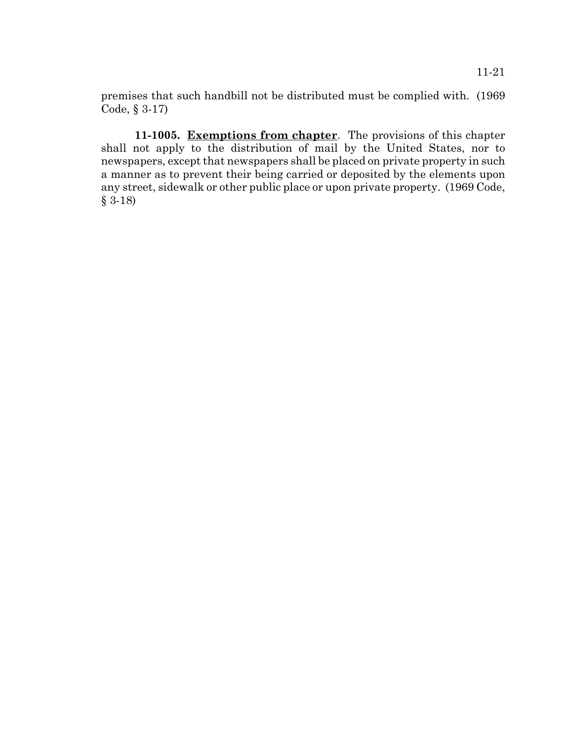premises that such handbill not be distributed must be complied with. (1969 Code, § 3-17)

**11-1005. Exemptions from chapter**. The provisions of this chapter shall not apply to the distribution of mail by the United States, nor to newspapers, except that newspapers shall be placed on private property in such a manner as to prevent their being carried or deposited by the elements upon any street, sidewalk or other public place or upon private property. (1969 Code, § 3-18)